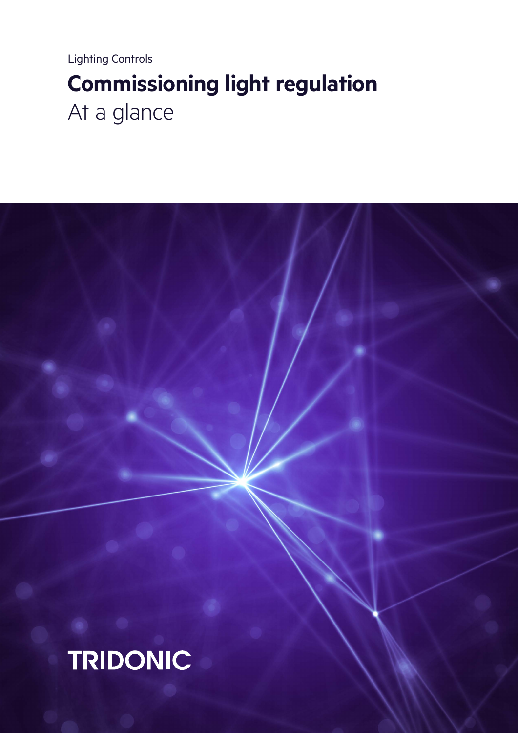Lighting Controls

# Commissioning light regulation

At a glance

TRIDONIC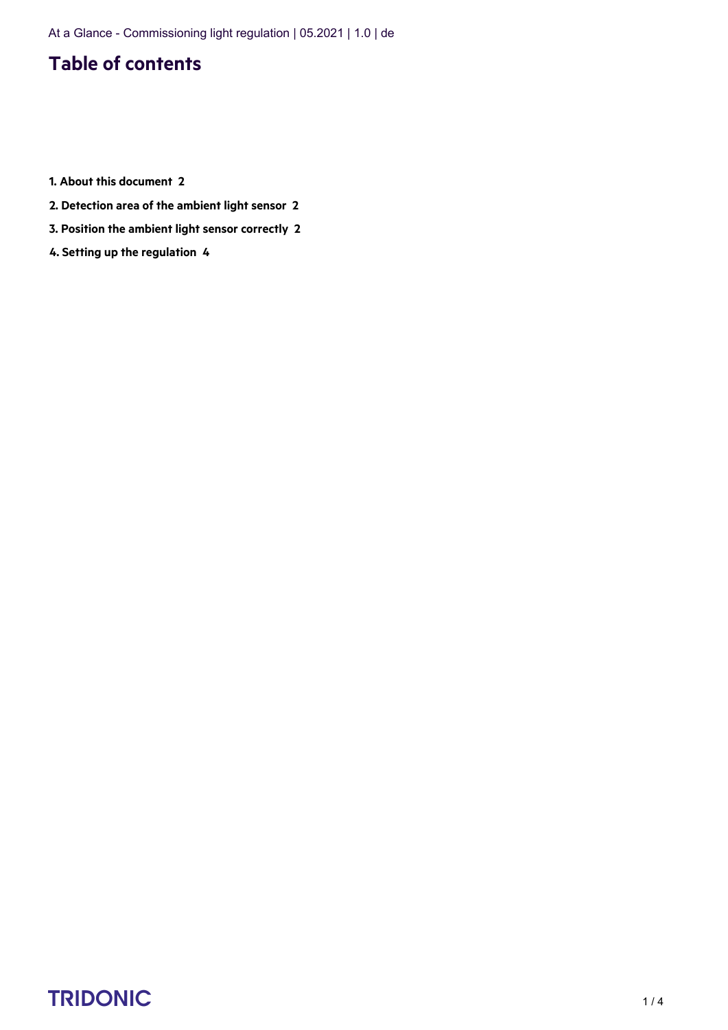# Table of contents

**1. About this document 2**

**2. Detection area of the ambient light sensor 2**

**3. Position the ambient light sensor correctly 2**

**4. Setting up the regulation 4**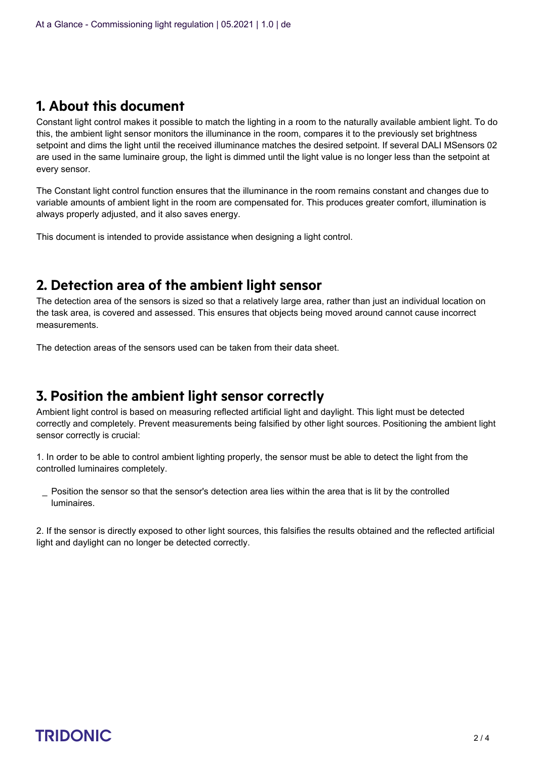## 1. About this document

Constant light control makes it possible to match the lighting in a room to the naturally available ambient light. To do this, the ambient light sensor monitors the illuminance in the room, compares it to the previously set brightness setpoint and dims the light until the received illuminance matches the desired setpoint. If several DALI MSensors 02 are used in the same luminaire group, the light is dimmed until the light value is no longer less than the setpoint at every sensor.

The Constant light control function ensures that the illuminance in the room remains constant and changes due to variable amounts of ambient light in the room are compensated for. This produces greater comfort, illumination is always properly adjusted, and it also saves energy.

This document is intended to provide assistance when designing a light control.

## 2. Detection area of the ambient light sensor

The detection area of the sensors is sized so that a relatively large area, rather than just an individual location on the task area, is covered and assessed. This ensures that objects being moved around cannot cause incorrect measurements.

The detection areas of the sensors used can be taken from their data sheet.

## 3. Position the ambient light sensor correctly

Ambient light control is based on measuring reflected artificial light and daylight. This light must be detected correctly and completely. Prevent measurements being falsified by other light sources. Positioning the ambient light sensor correctly is crucial:

1. In order to be able to control ambient lighting properly, the sensor must be able to detect the light from the controlled luminaires completely.

- Position the sensor so that the sensor's detection area lies within the area that is lit by the controlled luminaires.

2. If the sensor is directly exposed to other light sources, this falsifies the results obtained and the reflected artificial light and daylight can no longer be detected correctly.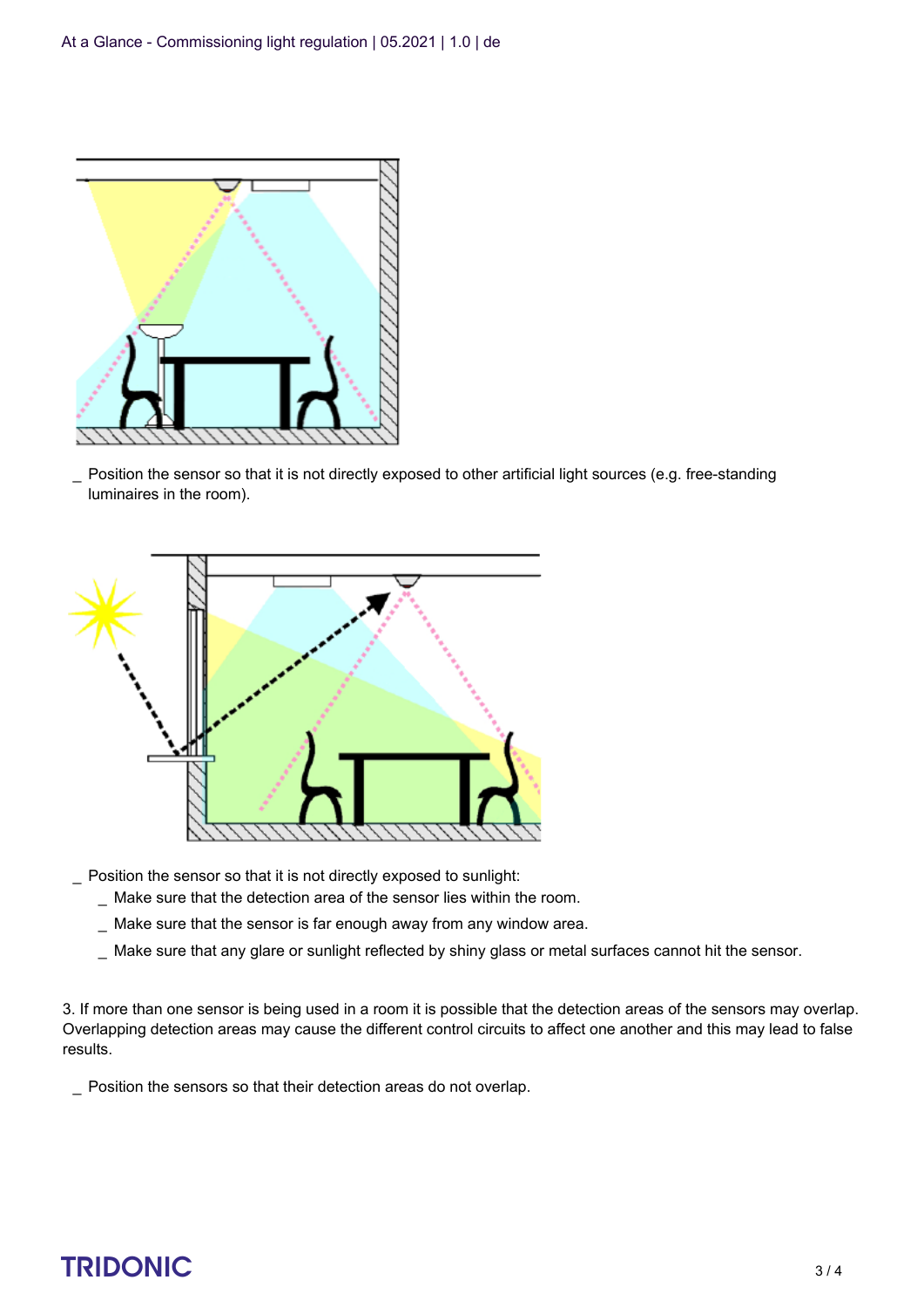_ Position the sensor so that it is not directly exposed to other artificial light sources (e.g. free-standing luminaires in the room).

_ Position the sensor so that it is not directly exposed to sunlight:

  _ Make sure that the detection area of the sensor lies within the room.

  _ Make sure that the sensor is far enough away from any window area.

  _ Make sure that any glare or sunlight reflected by shiny glass or metal surfaces cannot hit the sensor.

3. If more than one sensor is being used in a room it is possible that the detection areas of the sensors may overlap. Overlapping detection areas may cause the different control circuits to affect one another and this may lead to false results.

_ Position the sensors so that their detection areas do not overlap.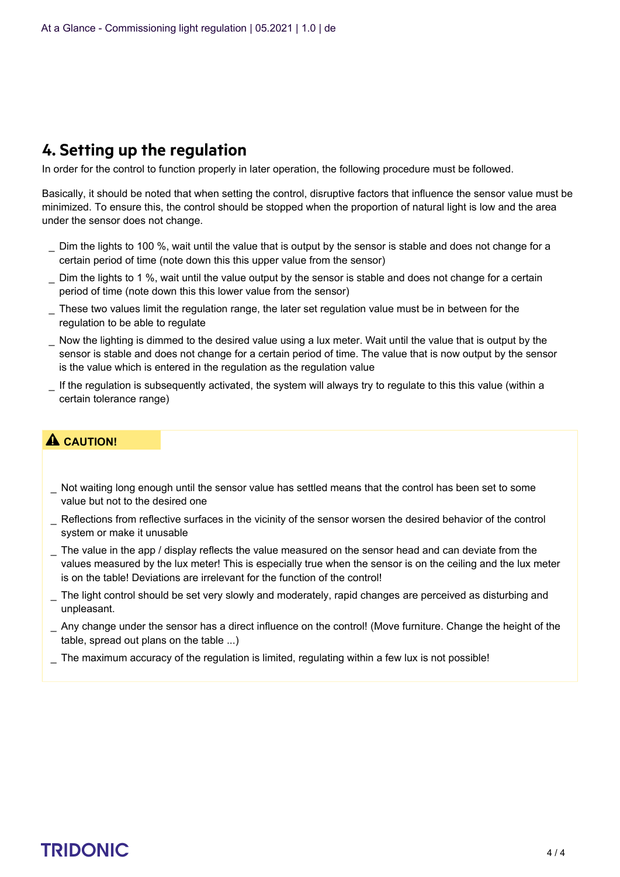## 4. Setting up the regulation

In order for the control to function properly in later operation, the following procedure must be followed.

Basically, it should be noted that when setting the control, disruptive factors that influence the sensor value must be minimized. To ensure this, the control should be stopped when the proportion of natural light is low and the area under the sensor does not change.

- Dim the lights to 100 %, wait until the value that is output by the sensor is stable and does not change for a certain period of time (note down this this upper value from the sensor)
- Dim the lights to 1 %, wait until the value output by the sensor is stable and does not change for a certain period of time (note down this this lower value from the sensor)
- These two values limit the regulation range, the later set regulation value must be in between for the regulation to be able to regulate
- Now the lighting is dimmed to the desired value using a lux meter. Wait until the value that is output by the sensor is stable and does not change for a certain period of time. The value that is now output by the sensor is the value which is entered in the regulation as the regulation value
- If the regulation is subsequently activated, the system will always try to regulate to this this value (within a certain tolerance range)

**⚠ CAUTION!**

- Not waiting long enough until the sensor value has settled means that the control has been set to some value but not to the desired one
- Reflections from reflective surfaces in the vicinity of the sensor worsen the desired behavior of the control system or make it unusable
- The value in the app / display reflects the value measured on the sensor head and can deviate from the values measured by the lux meter! This is especially true when the sensor is on the ceiling and the lux meter is on the table! Deviations are irrelevant for the function of the control!
- The light control should be set very slowly and moderately, rapid changes are perceived as disturbing and unpleasant.
- Any change under the sensor has a direct influence on the control! (Move furniture. Change the height of the table, spread out plans on the table ...)
- The maximum accuracy of the regulation is limited, regulating within a few lux is not possible!